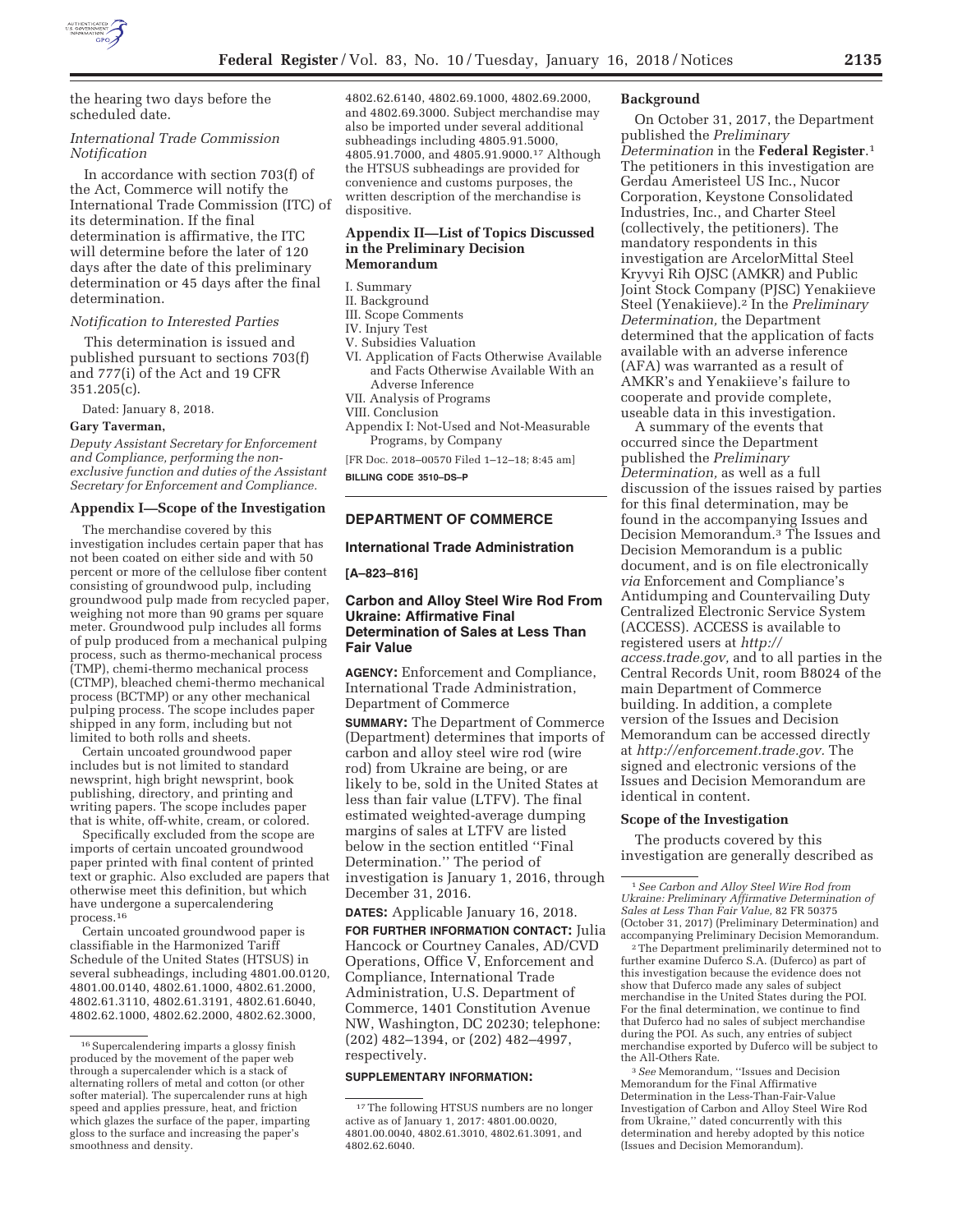the hearing two days before the scheduled date.

*International Trade Commission Notification*

In accordance with section 703(f) of the Act, Commerce will notify the International Trade Commission (ITC) of its determination. If the final determination is affirmative, the ITC will determine before the later of 120 days after the date of this preliminary determination or 45 days after the final determination.

*Notification to Interested Parties*

This determination is issued and published pursuant to sections 703(f) and 777(i) of the Act and 19 CFR 351.205(c).

Dated: January 8, 2018.

**Gary Taverman,**

*Deputy Assistant Secretary for Enforcement and Compliance, performing the non-exclusive function and duties of the Assistant Secretary for Enforcement and Compliance.*

**Appendix I—Scope of the Investigation**

The merchandise covered by this investigation includes certain paper that has not been coated on either side and with 50 percent or more of the cellulose fiber content consisting of groundwood pulp, including groundwood pulp made from recycled paper, weighing not more than 90 grams per square meter. Groundwood pulp includes all forms of pulp produced from a mechanical pulping process, such as thermo-mechanical process (TMP), chemi-thermo mechanical process (CTMP), bleached chemi-thermo mechanical process (BCTMP) or any other mechanical pulping process. The scope includes paper shipped in any form, including but not limited to both rolls and sheets.

Certain uncoated groundwood paper includes but is not limited to standard newsprint, high bright newsprint, book publishing, directory, and printing and writing papers. The scope includes paper that is white, off-white, cream, or colored.

Specifically excluded from the scope are imports of certain uncoated groundwood paper printed with final content of printed text or graphic. Also excluded are papers that otherwise meet this definition, but which have undergone a supercalendering process.[16]

Certain uncoated groundwood paper is classifiable in the Harmonized Tariff Schedule of the United States (HTSUS) in several subheadings, including 4801.00.0120, 4801.00.0140, 4802.61.1000, 4802.61.2000, 4802.61.3110, 4802.61.3191, 4802.61.6040, 4802.62.1000, 4802.62.2000, 4802.62.3000, 4802.62.6140, 4802.69.1000, 4802.69.2000, and 4802.69.3000. Subject merchandise may also be imported under several additional subheadings including 4805.91.5000, 4805.91.7000, and 4805.91.9000.[17] Although the HTSUS subheadings are provided for convenience and customs purposes, the written description of the merchandise is dispositive.

[16] Supercalendering imparts a glossy finish produced by the movement of the paper web through a supercalender which is a stack of alternating rollers of metal and cotton (or other softer material). The supercalender runs at high speed and applies pressure, heat, and friction which glazes the surface of the paper, imparting gloss to the surface and increasing the paper's smoothness and density.

[17] The following HTSUS numbers are no longer active as of January 1, 2017: 4801.00.0020, 4801.00.0040, 4802.61.3010, 4802.61.3091, and 4802.62.6040.

**Appendix II—List of Topics Discussed in the Preliminary Decision Memorandum**

I. Summary
II. Background
III. Scope Comments
IV. Injury Test
V. Subsidies Valuation
VI. Application of Facts Otherwise Available and Facts Otherwise Available With an Adverse Inference
VII. Analysis of Programs
VIII. Conclusion
Appendix I: Not-Used and Not-Measurable Programs, by Company

[FR Doc. 2018–00570 Filed 1–12–18; 8:45 am]

**BILLING CODE 3510–DS–P**

## DEPARTMENT OF COMMERCE

### International Trade Administration

**[A–823–816]**

### Carbon and Alloy Steel Wire Rod From Ukraine: Affirmative Final Determination of Sales at Less Than Fair Value

**AGENCY:** Enforcement and Compliance, International Trade Administration, Department of Commerce

**SUMMARY:** The Department of Commerce (Department) determines that imports of carbon and alloy steel wire rod (wire rod) from Ukraine are being, or are likely to be, sold in the United States at less than fair value (LTFV). The final estimated weighted-average dumping margins of sales at LTFV are listed below in the section entitled ''Final Determination.'' The period of investigation is January 1, 2016, through December 31, 2016.

**DATES:** Applicable January 16, 2018.

**FOR FURTHER INFORMATION CONTACT:** Julia Hancock or Courtney Canales, AD/CVD Operations, Office V, Enforcement and Compliance, International Trade Administration, U.S. Department of Commerce, 1401 Constitution Avenue NW, Washington, DC 20230; telephone: (202) 482–1394, or (202) 482–4997, respectively.

**SUPPLEMENTARY INFORMATION:**

**Background**

On October 31, 2017, the Department published the *Preliminary Determination* in the **Federal Register**.[1] The petitioners in this investigation are Gerdau Ameristeel US Inc., Nucor Corporation, Keystone Consolidated Industries, Inc., and Charter Steel (collectively, the petitioners). The mandatory respondents in this investigation are ArcelorMittal Steel Kryvyi Rih OJSC (AMKR) and Public Joint Stock Company (PJSC) Yenakiieve Steel (Yenakiieve).[2] In the *Preliminary Determination,* the Department determined that the application of facts available with an adverse inference (AFA) was warranted as a result of AMKR's and Yenakiieve's failure to cooperate and provide complete, useable data in this investigation.

A summary of the events that occurred since the Department published the *Preliminary Determination,* as well as a full discussion of the issues raised by parties for this final determination, may be found in the accompanying Issues and Decision Memorandum.[3] The Issues and Decision Memorandum is a public document, and is on file electronically *via* Enforcement and Compliance's Antidumping and Countervailing Duty Centralized Electronic Service System (ACCESS). ACCESS is available to registered users at *http://access.trade.gov,* and to all parties in the Central Records Unit, room B8024 of the main Department of Commerce building. In addition, a complete version of the Issues and Decision Memorandum can be accessed directly at *http://enforcement.trade.gov.* The signed and electronic versions of the Issues and Decision Memorandum are identical in content.

**Scope of the Investigation**

The products covered by this investigation are generally described as

[1] *See Carbon and Alloy Steel Wire Rod from Ukraine: Preliminary Affirmative Determination of Sales at Less Than Fair Value,* 82 FR 50375 (October 31, 2017) (Preliminary Determination) and accompanying Preliminary Decision Memorandum.

[2] The Department preliminarily determined not to further examine Duferco S.A. (Duferco) as part of this investigation because the evidence does not show that Duferco made any sales of subject merchandise in the United States during the POI. For the final determination, we continue to find that Duferco had no sales of subject merchandise during the POI. As such, any entries of subject merchandise exported by Duferco will be subject to the All-Others Rate.

[3] *See* Memorandum, ''Issues and Decision Memorandum for the Final Affirmative Determination in the Less-Than-Fair-Value Investigation of Carbon and Alloy Steel Wire Rod from Ukraine,'' dated concurrently with this determination and hereby adopted by this notice (Issues and Decision Memorandum).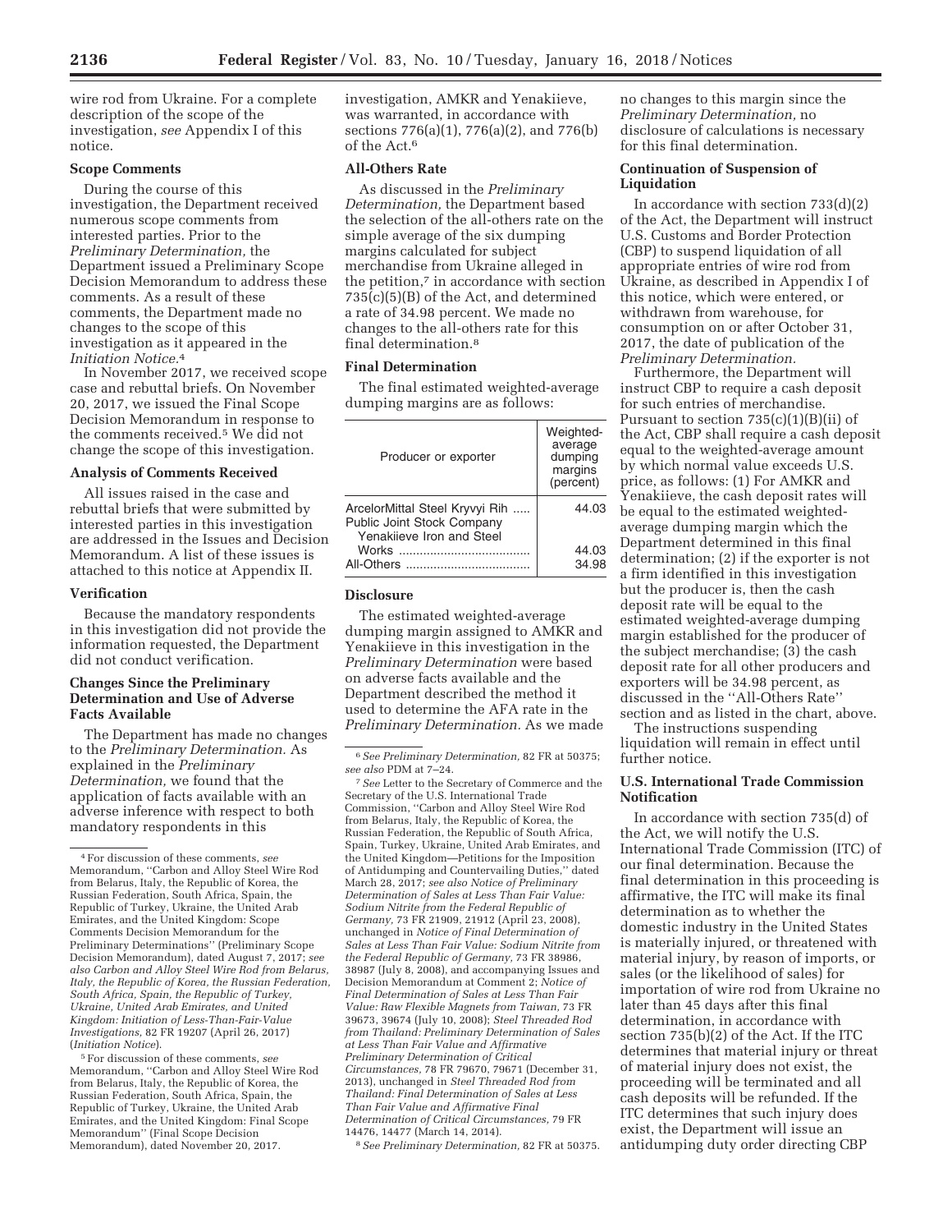wire rod from Ukraine. For a complete description of the scope of the investigation, *see* Appendix I of this notice.

### Scope Comments

During the course of this investigation, the Department received numerous scope comments from interested parties. Prior to the *Preliminary Determination,* the Department issued a Preliminary Scope Decision Memorandum to address these comments. As a result of these comments, the Department made no changes to the scope of this investigation as it appeared in the *Initiation Notice.*[4]

In November 2017, we received scope case and rebuttal briefs. On November 20, 2017, we issued the Final Scope Decision Memorandum in response to the comments received.[5] We did not change the scope of this investigation.

### Analysis of Comments Received

All issues raised in the case and rebuttal briefs that were submitted by interested parties in this investigation are addressed in the Issues and Decision Memorandum. A list of these issues is attached to this notice at Appendix II.

### Verification

Because the mandatory respondents in this investigation did not provide the information requested, the Department did not conduct verification.

### Changes Since the Preliminary Determination and Use of Adverse Facts Available

The Department has made no changes to the *Preliminary Determination.* As explained in the *Preliminary Determination,* we found that the application of facts available with an adverse inference with respect to both mandatory respondents in this investigation, AMKR and Yenakiieve, was warranted, in accordance with sections 776(a)(1), 776(a)(2), and 776(b) of the Act.[6]

### All-Others Rate

As discussed in the *Preliminary Determination,* the Department based the selection of the all-others rate on the simple average of the six dumping margins calculated for subject merchandise from Ukraine alleged in the petition,[7] in accordance with section 735(c)(5)(B) of the Act, and determined a rate of 34.98 percent. We made no changes to the all-others rate for this final determination.[8]

### Final Determination

The final estimated weighted-average dumping margins are as follows:

| Producer or exporter | Weighted-average dumping margins (percent) |
|---|---|
| ArcelorMittal Steel Kryvyi Rih Public Joint Stock Company | 44.03 |
| Yenakiieve Iron and Steel Works | 44.03 |
| All-Others | 34.98 |

### Disclosure

The estimated weighted-average dumping margin assigned to AMKR and Yenakiieve in this investigation in the *Preliminary Determination* were based on adverse facts available and the Department described the method it used to determine the AFA rate in the *Preliminary Determination.* As we made no changes to this margin since the *Preliminary Determination,* no disclosure of calculations is necessary for this final determination.

### Continuation of Suspension of Liquidation

In accordance with section 733(d)(2) of the Act, the Department will instruct U.S. Customs and Border Protection (CBP) to suspend liquidation of all appropriate entries of wire rod from Ukraine, as described in Appendix I of this notice, which were entered, or withdrawn from warehouse, for consumption on or after October 31, 2017, the date of publication of the *Preliminary Determination.*

Furthermore, the Department will instruct CBP to require a cash deposit for such entries of merchandise. Pursuant to section 735(c)(1)(B)(ii) of the Act, CBP shall require a cash deposit equal to the weighted-average amount by which normal value exceeds U.S. price, as follows: (1) For AMKR and Yenakiieve, the cash deposit rates will be equal to the estimated weighted-average dumping margin which the Department determined in this final determination; (2) if the exporter is not a firm identified in this investigation but the producer is, then the cash deposit rate will be equal to the estimated weighted-average dumping margin established for the producer of the subject merchandise; (3) the cash deposit rate for all other producers and exporters will be 34.98 percent, as discussed in the ''All-Others Rate'' section and as listed in the chart, above.

The instructions suspending liquidation will remain in effect until further notice.

### U.S. International Trade Commission Notification

In accordance with section 735(d) of the Act, we will notify the U.S. International Trade Commission (ITC) of our final determination. Because the final determination in this proceeding is affirmative, the ITC will make its final determination as to whether the domestic industry in the United States is materially injured, or threatened with material injury, by reason of imports, or sales (or the likelihood of sales) for importation of wire rod from Ukraine no later than 45 days after this final determination, in accordance with section 735(b)(2) of the Act. If the ITC determines that material injury or threat of material injury does not exist, the proceeding will be terminated and all cash deposits will be refunded. If the ITC determines that such injury does exist, the Department will issue an antidumping duty order directing CBP

---

[4] For discussion of these comments, *see* Memorandum, ''Carbon and Alloy Steel Wire Rod from Belarus, Italy, the Republic of Korea, the Russian Federation, South Africa, Spain, the Republic of Turkey, Ukraine, the United Arab Emirates, and the United Kingdom: Scope Comments Decision Memorandum for the Preliminary Determinations'' (Preliminary Scope Decision Memorandum), dated August 7, 2017; *see also Carbon and Alloy Steel Wire Rod from Belarus, Italy, the Republic of Korea, the Russian Federation, South Africa, Spain, the Republic of Turkey, Ukraine, United Arab Emirates, and United Kingdom: Initiation of Less-Than-Fair-Value Investigations,* 82 FR 19207 (April 26, 2017) (*Initiation Notice*).

[5] For discussion of these comments, *see* Memorandum, ''Carbon and Alloy Steel Wire Rod from Belarus, Italy, the Republic of Korea, the Russian Federation, South Africa, Spain, the Republic of Turkey, Ukraine, the United Arab Emirates, and the United Kingdom: Final Scope Memorandum'' (Final Scope Decision Memorandum), dated November 20, 2017.

[6] *See Preliminary Determination,* 82 FR at 50375; *see also* PDM at 7–24.

[7] *See* Letter to the Secretary of Commerce and the Secretary of the U.S. International Trade Commission, ''Carbon and Alloy Steel Wire Rod from Belarus, Italy, the Republic of Korea, the Russian Federation, the Republic of South Africa, Spain, Turkey, Ukraine, United Arab Emirates, and the United Kingdom—Petitions for the Imposition of Antidumping and Countervailing Duties,'' dated March 28, 2017; *see also Notice of Preliminary Determination of Sales at Less Than Fair Value: Sodium Nitrite from the Federal Republic of Germany,* 73 FR 21909, 21912 (April 23, 2008), unchanged in *Notice of Final Determination of Sales at Less Than Fair Value: Sodium Nitrite from the Federal Republic of Germany,* 73 FR 38986, 38987 (July 8, 2008), and accompanying Issues and Decision Memorandum at Comment 2; *Notice of Final Determination of Sales at Less Than Fair Value: Raw Flexible Magnets from Taiwan,* 73 FR 39673, 39674 (July 10, 2008); *Steel Threaded Rod from Thailand: Preliminary Determination of Sales at Less Than Fair Value and Affirmative Preliminary Determination of Critical Circumstances,* 78 FR 79670, 79671 (December 31, 2013), unchanged in *Steel Threaded Rod from Thailand: Final Determination of Sales at Less Than Fair Value and Affirmative Final Determination of Critical Circumstances,* 79 FR 14476, 14477 (March 14, 2014).

[8] *See Preliminary Determination,* 82 FR at 50375.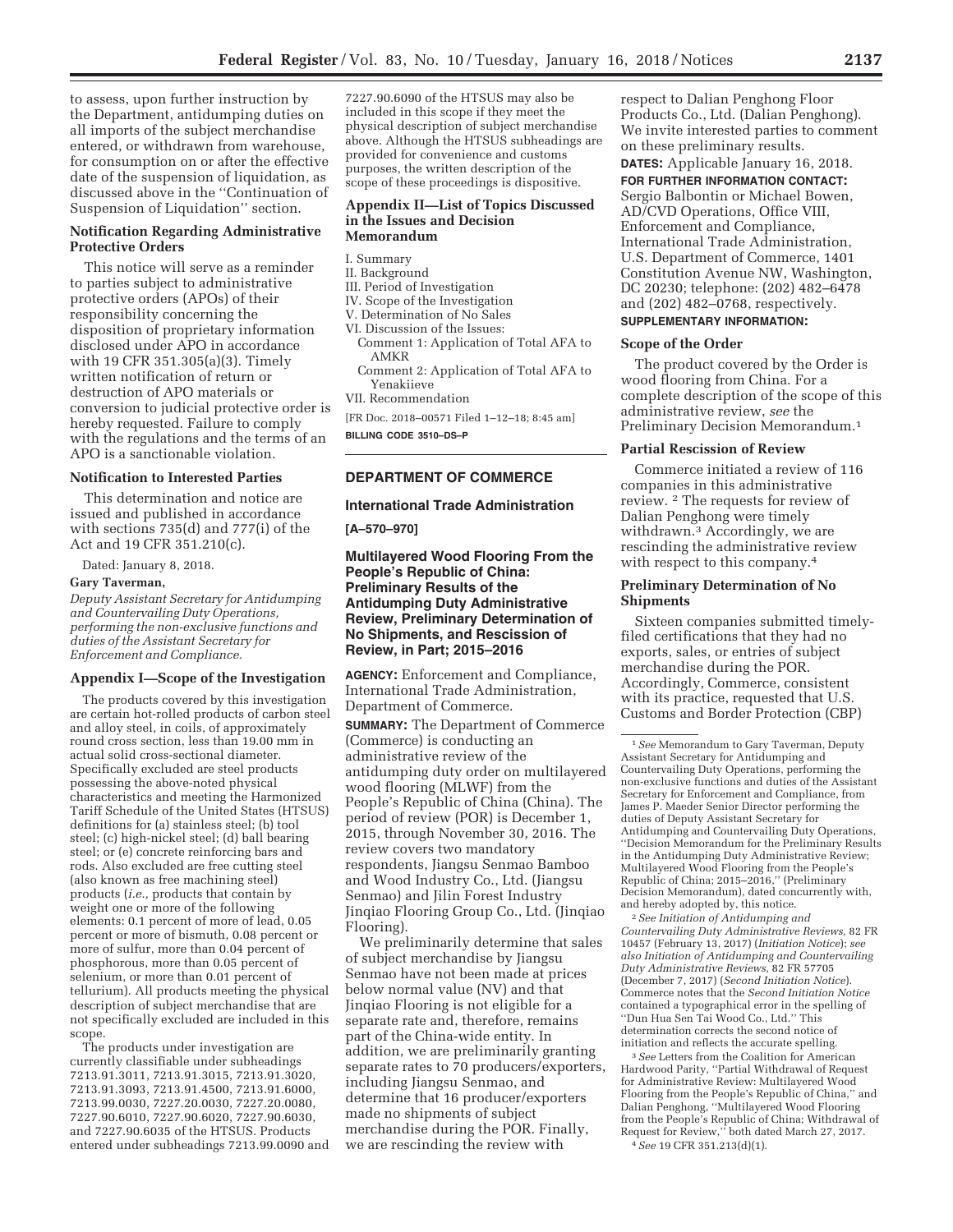to assess, upon further instruction by the Department, antidumping duties on all imports of the subject merchandise entered, or withdrawn from warehouse, for consumption on or after the effective date of the suspension of liquidation, as discussed above in the ''Continuation of Suspension of Liquidation'' section.

## Notification Regarding Administrative Protective Orders

This notice will serve as a reminder to parties subject to administrative protective orders (APOs) of their responsibility concerning the disposition of proprietary information disclosed under APO in accordance with 19 CFR 351.305(a)(3). Timely written notification of return or destruction of APO materials or conversion to judicial protective order is hereby requested. Failure to comply with the regulations and the terms of an APO is a sanctionable violation.

## Notification to Interested Parties

This determination and notice are issued and published in accordance with sections 735(d) and 777(i) of the Act and 19 CFR 351.210(c).

Dated: January 8, 2018.

**Gary Taverman,**

*Deputy Assistant Secretary for Antidumping and Countervailing Duty Operations, performing the non-exclusive functions and duties of the Assistant Secretary for Enforcement and Compliance.*

## Appendix I—Scope of the Investigation

The products covered by this investigation are certain hot-rolled products of carbon steel and alloy steel, in coils, of approximately round cross section, less than 19.00 mm in actual solid cross-sectional diameter. Specifically excluded are steel products possessing the above-noted physical characteristics and meeting the Harmonized Tariff Schedule of the United States (HTSUS) definitions for (a) stainless steel; (b) tool steel; (c) high-nickel steel; (d) ball bearing steel; or (e) concrete reinforcing bars and rods. Also excluded are free cutting steel (also known as free machining steel) products (*i.e.,* products that contain by weight one or more of the following elements: 0.1 percent of more of lead, 0.05 percent or more of bismuth, 0.08 percent or more of sulfur, more than 0.04 percent of phosphorous, more than 0.05 percent of selenium, or more than 0.01 percent of tellurium). All products meeting the physical description of subject merchandise that are not specifically excluded are included in this scope.

The products under investigation are currently classifiable under subheadings 7213.91.3011, 7213.91.3015, 7213.91.3020, 7213.91.3093, 7213.91.4500, 7213.91.6000, 7213.99.0030, 7227.20.0030, 7227.20.0080, 7227.90.6010, 7227.90.6020, 7227.90.6030, and 7227.90.6035 of the HTSUS. Products entered under subheadings 7213.99.0090 and 7227.90.6090 of the HTSUS may also be included in this scope if they meet the physical description of subject merchandise above. Although the HTSUS subheadings are provided for convenience and customs purposes, the written description of the scope of these proceedings is dispositive.

## Appendix II—List of Topics Discussed in the Issues and Decision Memorandum

I. Summary
II. Background
III. Period of Investigation
IV. Scope of the Investigation
V. Determination of No Sales
VI. Discussion of the Issues:
  Comment 1: Application of Total AFA to AMKR
  Comment 2: Application of Total AFA to Yenakiieve
VII. Recommendation

[FR Doc. 2018–00571 Filed 1–12–18; 8:45 am]

**BILLING CODE 3510–DS–P**

---

# DEPARTMENT OF COMMERCE

## International Trade Administration

**[A–570–970]**

## Multilayered Wood Flooring From the People's Republic of China: Preliminary Results of the Antidumping Duty Administrative Review, Preliminary Determination of No Shipments, and Rescission of Review, in Part; 2015–2016

**AGENCY:** Enforcement and Compliance, International Trade Administration, Department of Commerce.

**SUMMARY:** The Department of Commerce (Commerce) is conducting an administrative review of the antidumping duty order on multilayered wood flooring (MLWF) from the People's Republic of China (China). The period of review (POR) is December 1, 2015, through November 30, 2016. The review covers two mandatory respondents, Jiangsu Senmao Bamboo and Wood Industry Co., Ltd. (Jiangsu Senmao) and Jilin Forest Industry Jinqiao Flooring Group Co., Ltd. (Jinqiao Flooring).

We preliminarily determine that sales of subject merchandise by Jiangsu Senmao have not been made at prices below normal value (NV) and that Jinqiao Flooring is not eligible for a separate rate and, therefore, remains part of the China-wide entity. In addition, we are preliminarily granting separate rates to 70 producers/exporters, including Jiangsu Senmao, and determine that 16 producer/exporters made no shipments of subject merchandise during the POR. Finally, we are rescinding the review with respect to Dalian Penghong Floor Products Co., Ltd. (Dalian Penghong). We invite interested parties to comment on these preliminary results.

**DATES:** Applicable January 16, 2018.

**FOR FURTHER INFORMATION CONTACT:** Sergio Balbontin or Michael Bowen, AD/CVD Operations, Office VIII, Enforcement and Compliance, International Trade Administration, U.S. Department of Commerce, 1401 Constitution Avenue NW, Washington, DC 20230; telephone: (202) 482–6478 and (202) 482–0768, respectively.

**SUPPLEMENTARY INFORMATION:**

## Scope of the Order

The product covered by the Order is wood flooring from China. For a complete description of the scope of this administrative review, *see* the Preliminary Decision Memorandum.[1]

## Partial Rescission of Review

Commerce initiated a review of 116 companies in this administrative review.[2] The requests for review of Dalian Penghong were timely withdrawn.[3] Accordingly, we are rescinding the administrative review with respect to this company.[4]

## Preliminary Determination of No Shipments

Sixteen companies submitted timely-filed certifications that they had no exports, sales, or entries of subject merchandise during the POR. Accordingly, Commerce, consistent with its practice, requested that U.S. Customs and Border Protection (CBP)

---

[1] *See* Memorandum to Gary Taverman, Deputy Assistant Secretary for Antidumping and Countervailing Duty Operations, performing the non-exclusive functions and duties of the Assistant Secretary for Enforcement and Compliance, from James P. Maeder Senior Director performing the duties of Deputy Assistant Secretary for Antidumping and Countervailing Duty Operations, ''Decision Memorandum for the Preliminary Results in the Antidumping Duty Administrative Review; Multilayered Wood Flooring from the People's Republic of China; 2015–2016,'' (Preliminary Decision Memorandum), dated concurrently with, and hereby adopted by, this notice.

[2] *See Initiation of Antidumping and Countervailing Duty Administrative Reviews,* 82 FR 10457 (February 13, 2017) (*Initiation Notice*); *see also Initiation of Antidumping and Countervailing Duty Administrative Reviews,* 82 FR 57705 (December 7, 2017) (*Second Initiation Notice*). Commerce notes that the *Second Initiation Notice* contained a typographical error in the spelling of ''Dun Hua Sen Tai Wood Co., Ltd.'' This determination corrects the second notice of initiation and reflects the accurate spelling.

[3] *See* Letters from the Coalition for American Hardwood Parity, ''Partial Withdrawal of Request for Administrative Review: Multilayered Wood Flooring from the People's Republic of China,'' and Dalian Penghong, ''Multilayered Wood Flooring from the People's Republic of China; Withdrawal of Request for Review,'' both dated March 27, 2017.

[4] *See* 19 CFR 351.213(d)(1).